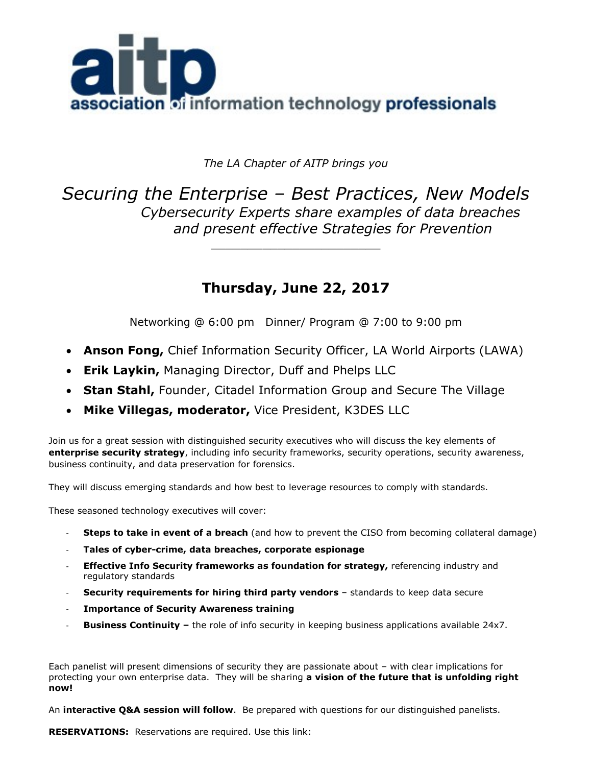**aitp**

**association of information technology professionals**

*The LA Chapter of AITP brings you*

# *Securing the Enterprise – Best Practices, New Models*

*Cybersecurity Experts share examples of data breaches and present effective Strategies for Prevention*

---

## Thursday, June 22, 2017

Networking @ 6:00 pm   Dinner/ Program @ 7:00 to 9:00 pm

- **Anson Fong,** Chief Information Security Officer, LA World Airports (LAWA)
- **Erik Laykin,** Managing Director, Duff and Phelps LLC
- **Stan Stahl,** Founder, Citadel Information Group and Secure The Village
- **Mike Villegas, moderator,** Vice President, K3DES LLC

Join us for a great session with distinguished security executives who will discuss the key elements of **enterprise security strategy**, including info security frameworks, security operations, security awareness, business continuity, and data preservation for forensics.

They will discuss emerging standards and how best to leverage resources to comply with standards.

These seasoned technology executives will cover:

- **Steps to take in event of a breach** (and how to prevent the CISO from becoming collateral damage)
- **Tales of cyber-crime, data breaches, corporate espionage**
- **Effective Info Security frameworks as foundation for strategy,** referencing industry and regulatory standards
- **Security requirements for hiring third party vendors** – standards to keep data secure
- **Importance of Security Awareness training**
- **Business Continuity –** the role of info security in keeping business applications available 24x7.

Each panelist will present dimensions of security they are passionate about – with clear implications for protecting your own enterprise data. They will be sharing **a vision of the future that is unfolding right now!**

An **interactive Q&A session will follow**. Be prepared with questions for our distinguished panelists.

**RESERVATIONS:** Reservations are required. Use this link: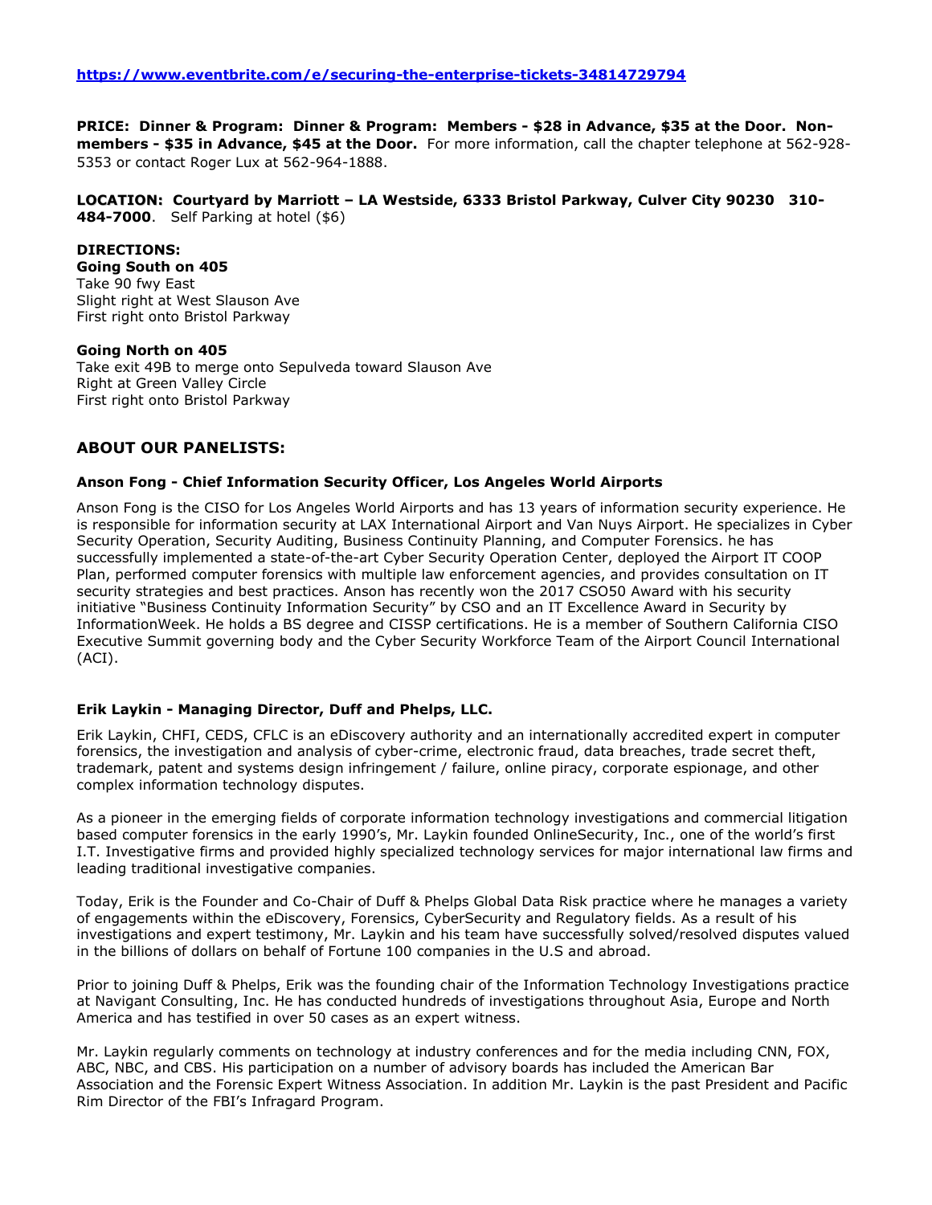**https://www.eventbrite.com/e/securing-the-enterprise-tickets-34814729794**

**PRICE: Dinner & Program: Dinner & Program: Members - $28 in Advance, $35 at the Door. Non-members - $35 in Advance, $45 at the Door.** For more information, call the chapter telephone at 562-928-5353 or contact Roger Lux at 562-964-1888.

**LOCATION: Courtyard by Marriott – LA Westside, 6333 Bristol Parkway, Culver City 90230 310-484-7000**. Self Parking at hotel ($6)

**DIRECTIONS:**

**Going South on 405**
Take 90 fwy East
Slight right at West Slauson Ave
First right onto Bristol Parkway

**Going North on 405**
Take exit 49B to merge onto Sepulveda toward Slauson Ave
Right at Green Valley Circle
First right onto Bristol Parkway

## ABOUT OUR PANELISTS:

### Anson Fong - Chief Information Security Officer, Los Angeles World Airports

Anson Fong is the CISO for Los Angeles World Airports and has 13 years of information security experience. He is responsible for information security at LAX International Airport and Van Nuys Airport. He specializes in Cyber Security Operation, Security Auditing, Business Continuity Planning, and Computer Forensics. he has successfully implemented a state-of-the-art Cyber Security Operation Center, deployed the Airport IT COOP Plan, performed computer forensics with multiple law enforcement agencies, and provides consultation on IT security strategies and best practices. Anson has recently won the 2017 CSO50 Award with his security initiative "Business Continuity Information Security" by CSO and an IT Excellence Award in Security by InformationWeek. He holds a BS degree and CISSP certifications. He is a member of Southern California CISO Executive Summit governing body and the Cyber Security Workforce Team of the Airport Council International (ACI).

### Erik Laykin - Managing Director, Duff and Phelps, LLC.

Erik Laykin, CHFI, CEDS, CFLC is an eDiscovery authority and an internationally accredited expert in computer forensics, the investigation and analysis of cyber-crime, electronic fraud, data breaches, trade secret theft, trademark, patent and systems design infringement / failure, online piracy, corporate espionage, and other complex information technology disputes.

As a pioneer in the emerging fields of corporate information technology investigations and commercial litigation based computer forensics in the early 1990's, Mr. Laykin founded OnlineSecurity, Inc., one of the world's first I.T. Investigative firms and provided highly specialized technology services for major international law firms and leading traditional investigative companies.

Today, Erik is the Founder and Co-Chair of Duff & Phelps Global Data Risk practice where he manages a variety of engagements within the eDiscovery, Forensics, CyberSecurity and Regulatory fields. As a result of his investigations and expert testimony, Mr. Laykin and his team have successfully solved/resolved disputes valued in the billions of dollars on behalf of Fortune 100 companies in the U.S and abroad.

Prior to joining Duff & Phelps, Erik was the founding chair of the Information Technology Investigations practice at Navigant Consulting, Inc. He has conducted hundreds of investigations throughout Asia, Europe and North America and has testified in over 50 cases as an expert witness.

Mr. Laykin regularly comments on technology at industry conferences and for the media including CNN, FOX, ABC, NBC, and CBS. His participation on a number of advisory boards has included the American Bar Association and the Forensic Expert Witness Association. In addition Mr. Laykin is the past President and Pacific Rim Director of the FBI's Infragard Program.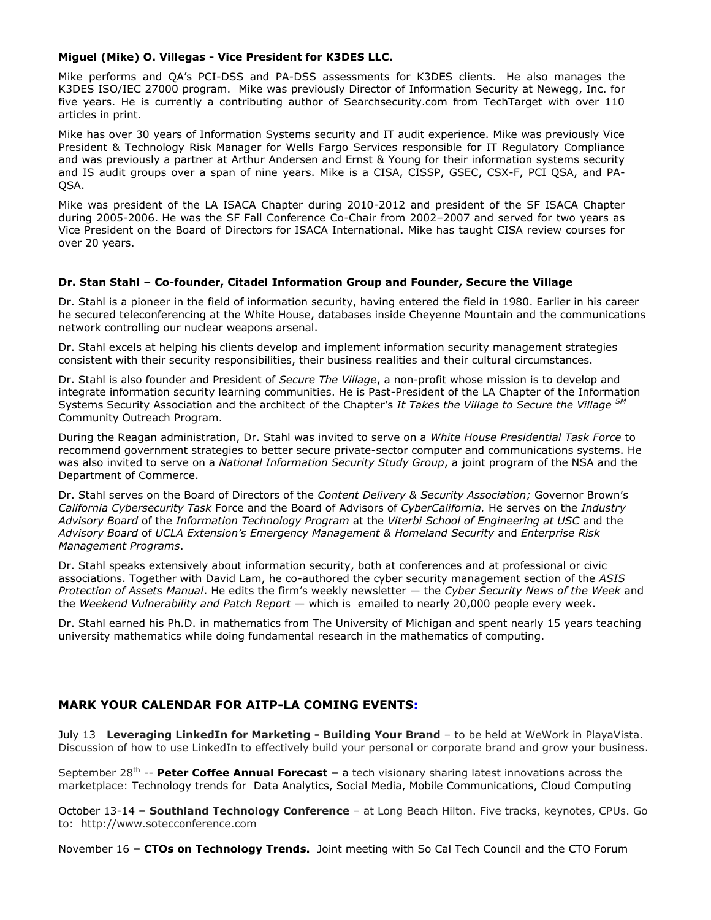**Miguel (Mike) O. Villegas - Vice President for K3DES LLC.**

Mike performs and QA's PCI-DSS and PA-DSS assessments for K3DES clients. He also manages the K3DES ISO/IEC 27000 program. Mike was previously Director of Information Security at Newegg, Inc. for five years. He is currently a contributing author of Searchsecurity.com from TechTarget with over 110 articles in print.

Mike has over 30 years of Information Systems security and IT audit experience. Mike was previously Vice President & Technology Risk Manager for Wells Fargo Services responsible for IT Regulatory Compliance and was previously a partner at Arthur Andersen and Ernst & Young for their information systems security and IS audit groups over a span of nine years. Mike is a CISA, CISSP, GSEC, CSX-F, PCI QSA, and PA-QSA.

Mike was president of the LA ISACA Chapter during 2010-2012 and president of the SF ISACA Chapter during 2005-2006. He was the SF Fall Conference Co-Chair from 2002–2007 and served for two years as Vice President on the Board of Directors for ISACA International. Mike has taught CISA review courses for over 20 years.

**Dr. Stan Stahl – Co-founder, Citadel Information Group and Founder, Secure the Village**

Dr. Stahl is a pioneer in the field of information security, having entered the field in 1980. Earlier in his career he secured teleconferencing at the White House, databases inside Cheyenne Mountain and the communications network controlling our nuclear weapons arsenal.

Dr. Stahl excels at helping his clients develop and implement information security management strategies consistent with their security responsibilities, their business realities and their cultural circumstances.

Dr. Stahl is also founder and President of *Secure The Village*, a non-profit whose mission is to develop and integrate information security learning communities. He is Past-President of the LA Chapter of the Information Systems Security Association and the architect of the Chapter's *It Takes the Village to Secure the Village* SM Community Outreach Program.

During the Reagan administration, Dr. Stahl was invited to serve on a *White House Presidential Task Force* to recommend government strategies to better secure private-sector computer and communications systems. He was also invited to serve on a *National Information Security Study Group*, a joint program of the NSA and the Department of Commerce.

Dr. Stahl serves on the Board of Directors of the *Content Delivery & Security Association;* Governor Brown's *California Cybersecurity Task* Force and the Board of Advisors of *CyberCalifornia.* He serves on the *Industry Advisory Board* of the *Information Technology Program* at the *Viterbi School of Engineering at USC* and the *Advisory Board* of *UCLA Extension's Emergency Management & Homeland Security* and *Enterprise Risk Management Programs*.

Dr. Stahl speaks extensively about information security, both at conferences and at professional or civic associations. Together with David Lam, he co-authored the cyber security management section of the *ASIS Protection of Assets Manual*. He edits the firm's weekly newsletter — the *Cyber Security News of the Week* and the *Weekend Vulnerability and Patch Report* — which is emailed to nearly 20,000 people every week.

Dr. Stahl earned his Ph.D. in mathematics from The University of Michigan and spent nearly 15 years teaching university mathematics while doing fundamental research in the mathematics of computing.

## MARK YOUR CALENDAR FOR AITP-LA COMING EVENTS:

July 13 **Leveraging LinkedIn for Marketing - Building Your Brand** – to be held at WeWork in PlayaVista. Discussion of how to use LinkedIn to effectively build your personal or corporate brand and grow your business.

September 28th -- **Peter Coffee Annual Forecast –** a tech visionary sharing latest innovations across the marketplace: Technology trends for Data Analytics, Social Media, Mobile Communications, Cloud Computing

October 13-14 **– Southland Technology Conference** – at Long Beach Hilton. Five tracks, keynotes, CPUs. Go to: http://www.sotecconference.com

November 16 **– CTOs on Technology Trends.** Joint meeting with So Cal Tech Council and the CTO Forum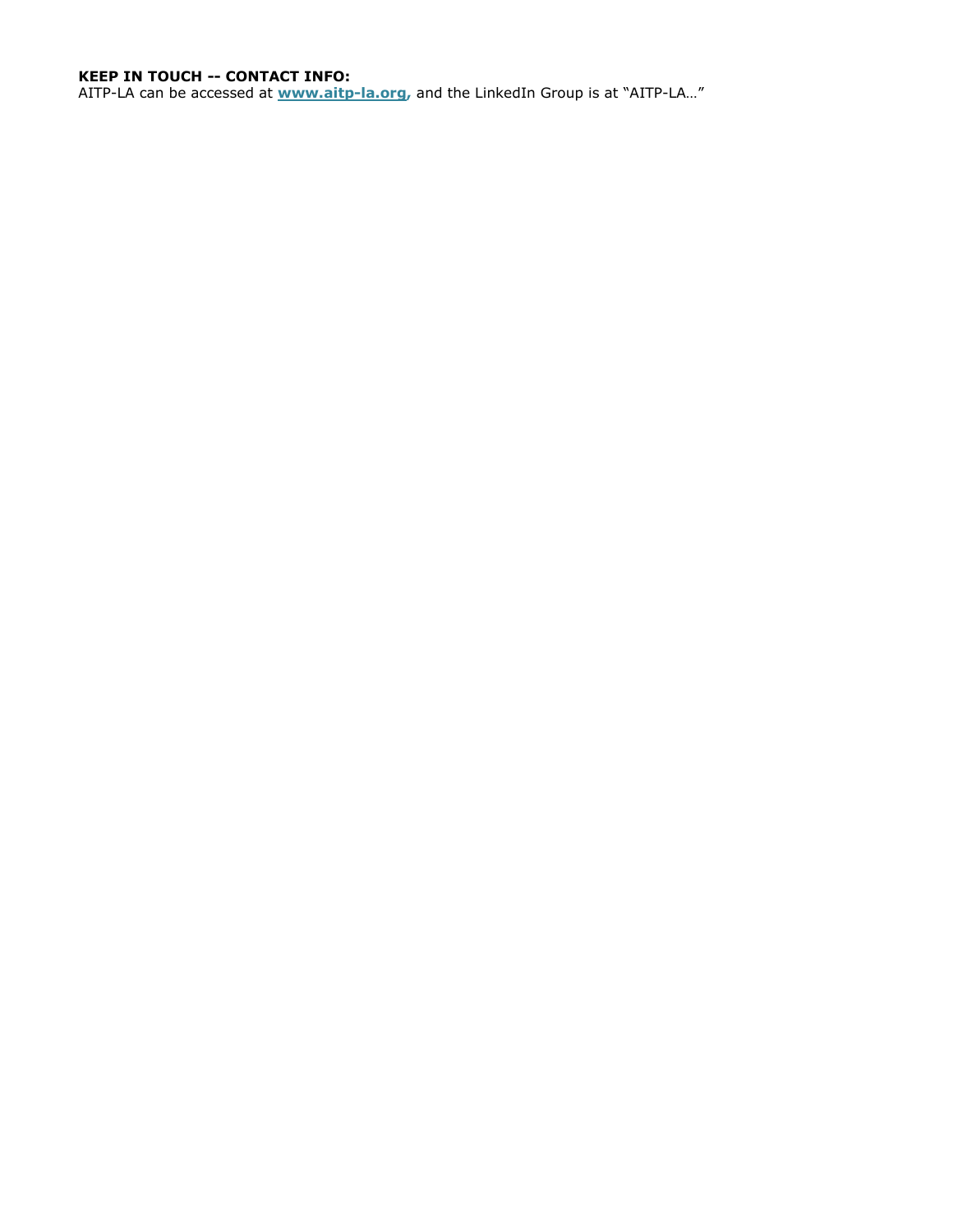**KEEP IN TOUCH -- CONTACT INFO:**
AITP-LA can be accessed at **www.aitp-la.org**, and the LinkedIn Group is at "AITP-LA…"